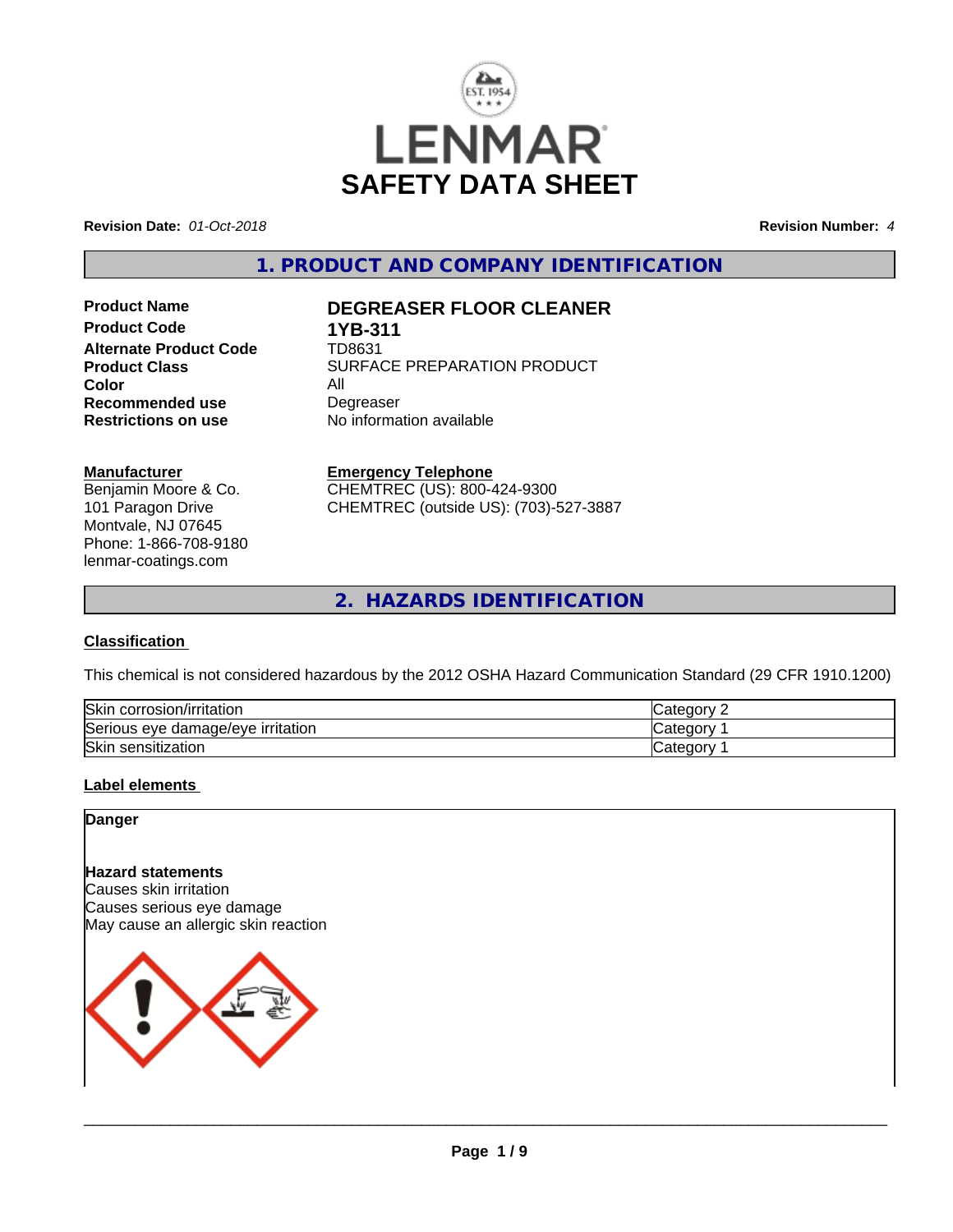# LENMAR SAFETY DATA SHEET

**Revision Date:** *01-Oct-2018* **Revision Number:** *4*

## 1. PRODUCT AND COMPANY IDENTIFICATION

| | |
|---|---|
| **Product Name** | **DEGREASER FLOOR CLEANER** |
| **Product Code** | **1YB-311** |
| **Alternate Product Code** | TD8631 |
| **Product Class** | SURFACE PREPARATION PRODUCT |
| **Color** | All |
| **Recommended use** | Degreaser |
| **Restrictions on use** | No information available |

**Manufacturer**
Benjamin Moore & Co.
101 Paragon Drive
Montvale, NJ 07645
Phone: 1-866-708-9180
lenmar-coatings.com

**Emergency Telephone**
CHEMTREC (US): 800-424-9300
CHEMTREC (outside US): (703)-527-3887

## 2. HAZARDS IDENTIFICATION

**Classification**

This chemical is not considered hazardous by the 2012 OSHA Hazard Communication Standard (29 CFR 1910.1200)

| | |
|---|---|
| Skin corrosion/irritation | Category 2 |
| Serious eye damage/eye irritation | Category 1 |
| Skin sensitization | Category 1 |

**Label elements**

**Danger**

**Hazard statements**
Causes skin irritation
Causes serious eye damage
May cause an allergic skin reaction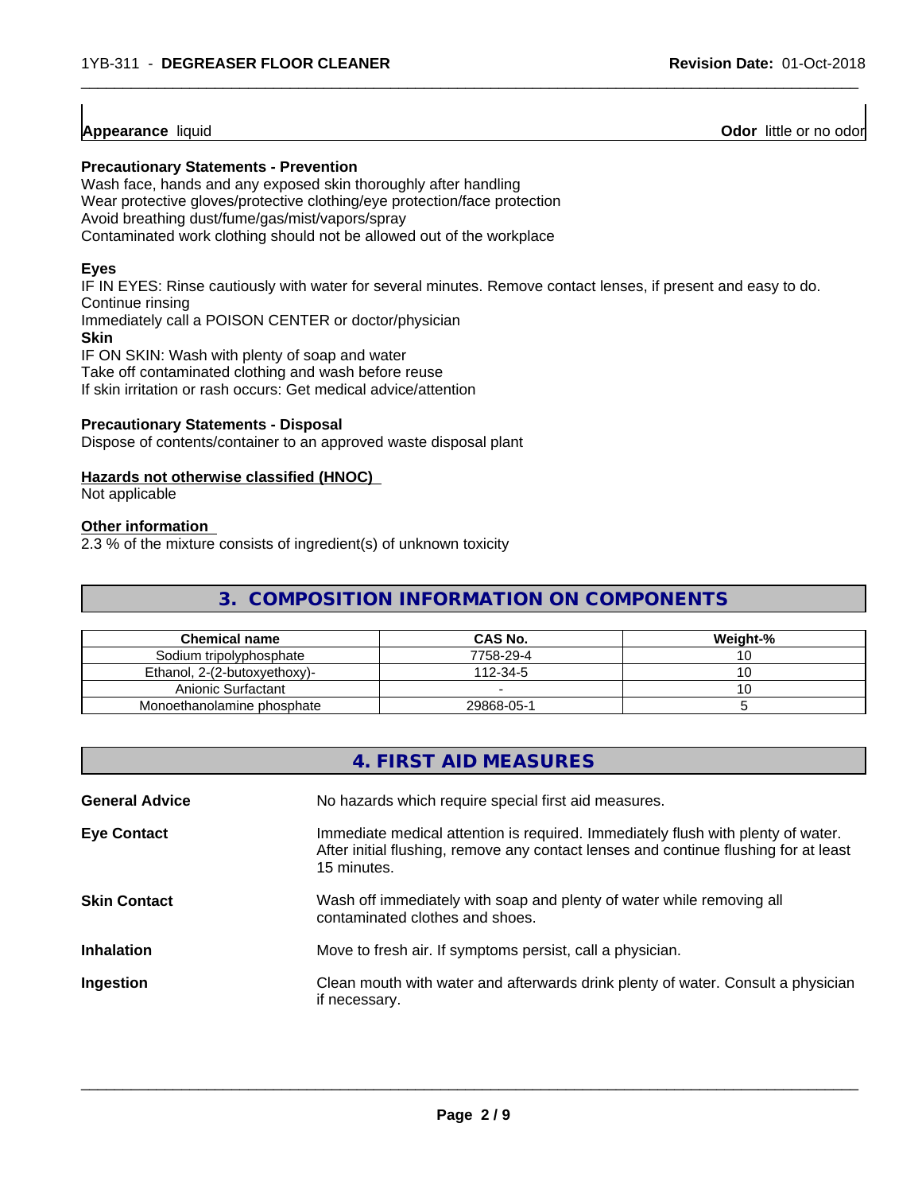**Appearance** liquid

**Odor** little or no odor

**Precautionary Statements - Prevention**

Wash face, hands and any exposed skin thoroughly after handling
Wear protective gloves/protective clothing/eye protection/face protection
Avoid breathing dust/fume/gas/mist/vapors/spray
Contaminated work clothing should not be allowed out of the workplace

**Eyes**

IF IN EYES: Rinse cautiously with water for several minutes. Remove contact lenses, if present and easy to do. Continue rinsing
Immediately call a POISON CENTER or doctor/physician

**Skin**

IF ON SKIN: Wash with plenty of soap and water
Take off contaminated clothing and wash before reuse
If skin irritation or rash occurs: Get medical advice/attention

**Precautionary Statements - Disposal**

Dispose of contents/container to an approved waste disposal plant

**Hazards not otherwise classified (HNOC)**

Not applicable

**Other information**

2.3 % of the mixture consists of ingredient(s) of unknown toxicity

## 3. COMPOSITION INFORMATION ON COMPONENTS

| Chemical name | CAS No. | Weight-% |
|---|---|---|
| Sodium tripolyphosphate | 7758-29-4 | 10 |
| Ethanol, 2-(2-butoxyethoxy)- | 112-34-5 | 10 |
| Anionic Surfactant | - | 10 |
| Monoethanolamine phosphate | 29868-05-1 | 5 |

## 4. FIRST AID MEASURES

**General Advice** No hazards which require special first aid measures.

**Eye Contact** Immediate medical attention is required. Immediately flush with plenty of water. After initial flushing, remove any contact lenses and continue flushing for at least 15 minutes.

**Skin Contact** Wash off immediately with soap and plenty of water while removing all contaminated clothes and shoes.

**Inhalation** Move to fresh air. If symptoms persist, call a physician.

**Ingestion** Clean mouth with water and afterwards drink plenty of water. Consult a physician if necessary.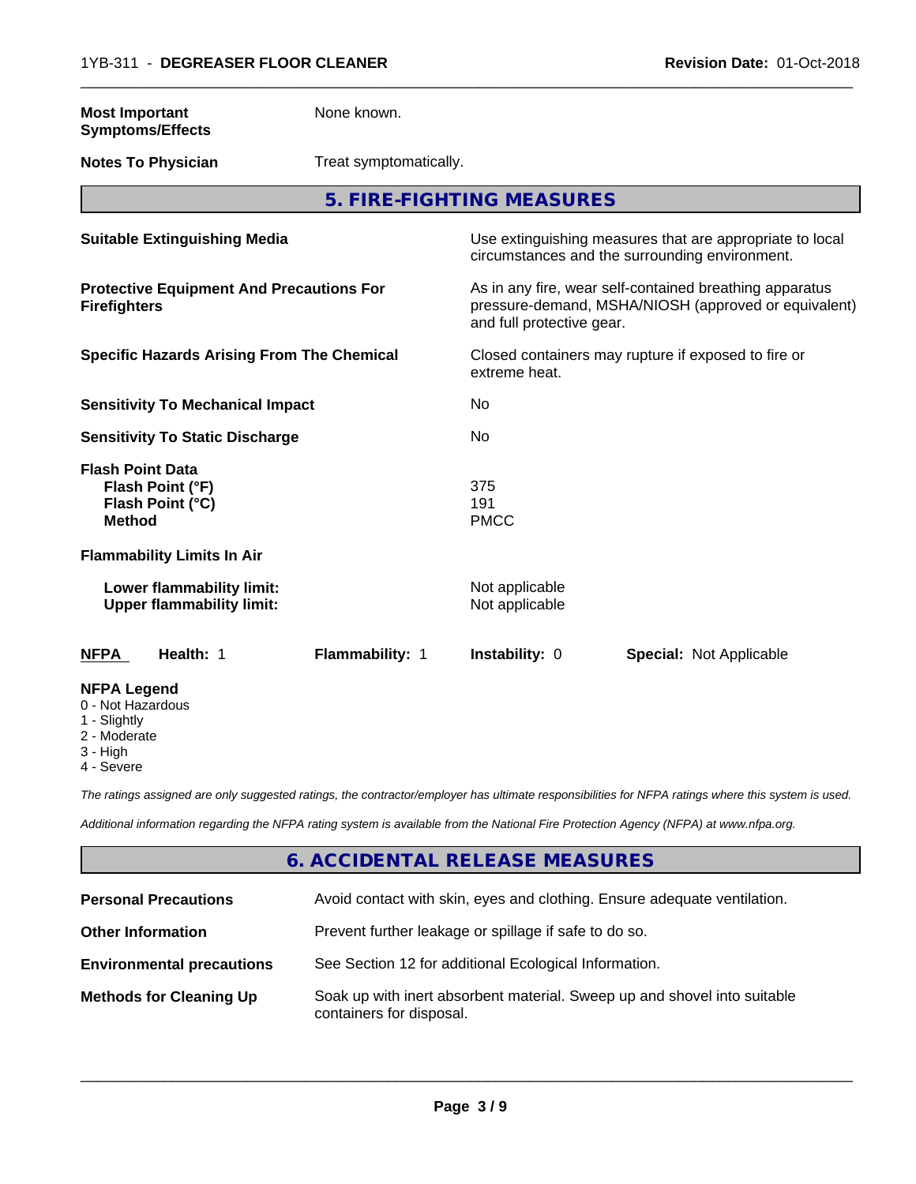| | |
|---|---|
| **Most Important Symptoms/Effects** | None known. |
| **Notes To Physician** | Treat symptomatically. |

## 5. FIRE-FIGHTING MEASURES

| | |
|---|---|
| **Suitable Extinguishing Media** | Use extinguishing measures that are appropriate to local circumstances and the surrounding environment. |
| **Protective Equipment And Precautions For Firefighters** | As in any fire, wear self-contained breathing apparatus pressure-demand, MSHA/NIOSH (approved or equivalent) and full protective gear. |
| **Specific Hazards Arising From The Chemical** | Closed containers may rupture if exposed to fire or extreme heat. |
| **Sensitivity To Mechanical Impact** | No |
| **Sensitivity To Static Discharge** | No |

**Flash Point Data**

| | |
|---|---|
| **Flash Point (°F)** | 375 |
| **Flash Point (°C)** | 191 |
| **Method** | PMCC |

**Flammability Limits In Air**

| | |
|---|---|
| **Lower flammability limit:** | Not applicable |
| **Upper flammability limit:** | Not applicable |

| **NFPA** | **Health:** 1 | **Flammability:** 1 | **Instability:** 0 | **Special:** Not Applicable |
|---|---|---|---|---|

**NFPA Legend**
- 0 - Not Hazardous
- 1 - Slightly
- 2 - Moderate
- 3 - High
- 4 - Severe

*The ratings assigned are only suggested ratings, the contractor/employer has ultimate responsibilities for NFPA ratings where this system is used.*

*Additional information regarding the NFPA rating system is available from the National Fire Protection Agency (NFPA) at www.nfpa.org.*

## 6. ACCIDENTAL RELEASE MEASURES

| | |
|---|---|
| **Personal Precautions** | Avoid contact with skin, eyes and clothing. Ensure adequate ventilation. |
| **Other Information** | Prevent further leakage or spillage if safe to do so. |
| **Environmental precautions** | See Section 12 for additional Ecological Information. |
| **Methods for Cleaning Up** | Soak up with inert absorbent material. Sweep up and shovel into suitable containers for disposal. |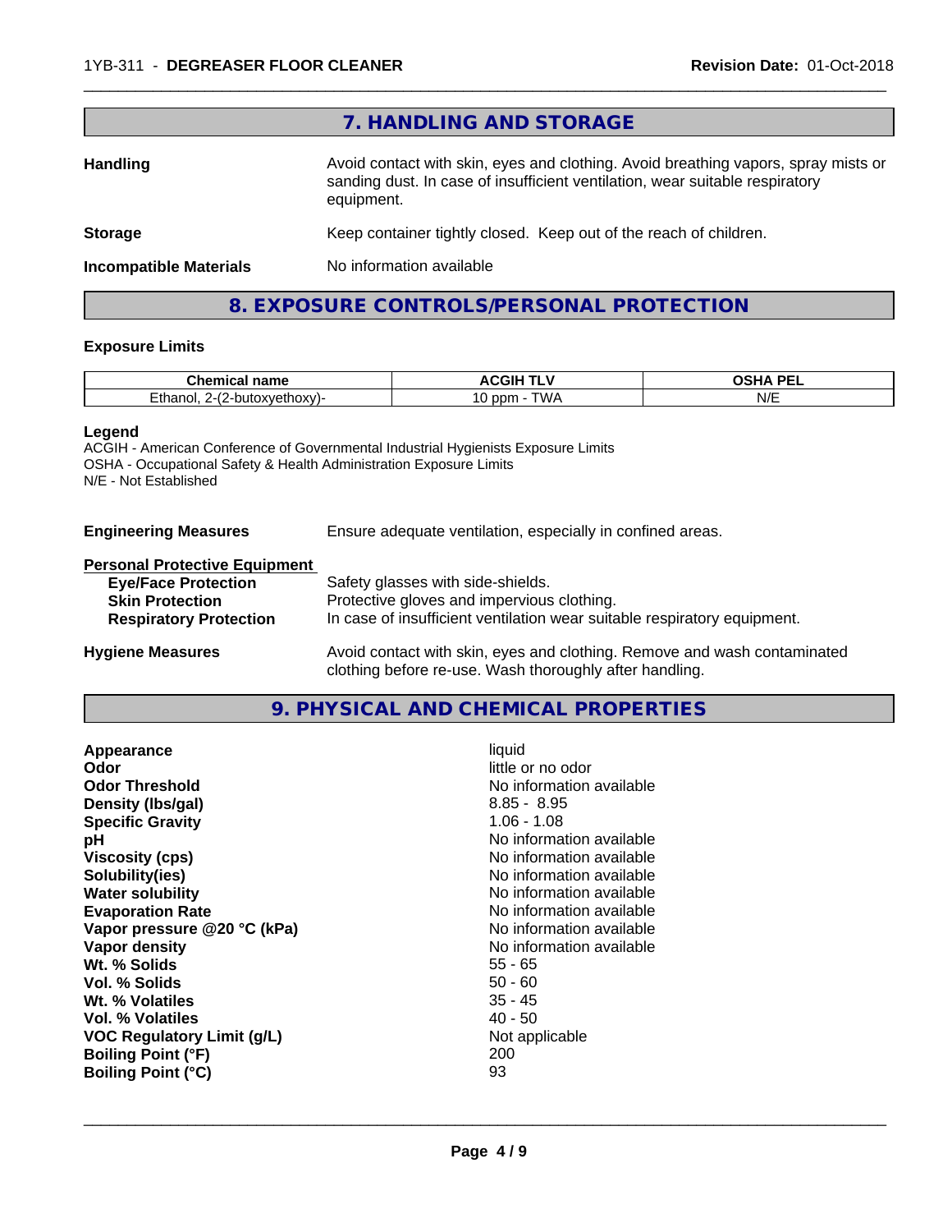## 7. HANDLING AND STORAGE

**Handling** Avoid contact with skin, eyes and clothing. Avoid breathing vapors, spray mists or sanding dust. In case of insufficient ventilation, wear suitable respiratory equipment.

**Storage** Keep container tightly closed. Keep out of the reach of children.

**Incompatible Materials** No information available

## 8. EXPOSURE CONTROLS/PERSONAL PROTECTION

### Exposure Limits

| Chemical name | ACGIH TLV | OSHA PEL |
|---|---|---|
| Ethanol, 2-(2-butoxyethoxy)- | 10 ppm - TWA | N/E |

**Legend**
ACGIH - American Conference of Governmental Industrial Hygienists Exposure Limits
OSHA - Occupational Safety & Health Administration Exposure Limits
N/E - Not Established

**Engineering Measures** Ensure adequate ventilation, especially in confined areas.

**Personal Protective Equipment**

- **Eye/Face Protection** Safety glasses with side-shields.
- **Skin Protection** Protective gloves and impervious clothing.
- **Respiratory Protection** In case of insufficient ventilation wear suitable respiratory equipment.

**Hygiene Measures** Avoid contact with skin, eyes and clothing. Remove and wash contaminated clothing before re-use. Wash thoroughly after handling.

## 9. PHYSICAL AND CHEMICAL PROPERTIES

| | |
|---|---|
| **Appearance** | liquid |
| **Odor** | little or no odor |
| **Odor Threshold** | No information available |
| **Density (lbs/gal)** | 8.85 - 8.95 |
| **Specific Gravity** | 1.06 - 1.08 |
| **pH** | No information available |
| **Viscosity (cps)** | No information available |
| **Solubility(ies)** | No information available |
| **Water solubility** | No information available |
| **Evaporation Rate** | No information available |
| **Vapor pressure @20 °C (kPa)** | No information available |
| **Vapor density** | No information available |
| **Wt. % Solids** | 55 - 65 |
| **Vol. % Solids** | 50 - 60 |
| **Wt. % Volatiles** | 35 - 45 |
| **Vol. % Volatiles** | 40 - 50 |
| **VOC Regulatory Limit (g/L)** | Not applicable |
| **Boiling Point (°F)** | 200 |
| **Boiling Point (°C)** | 93 |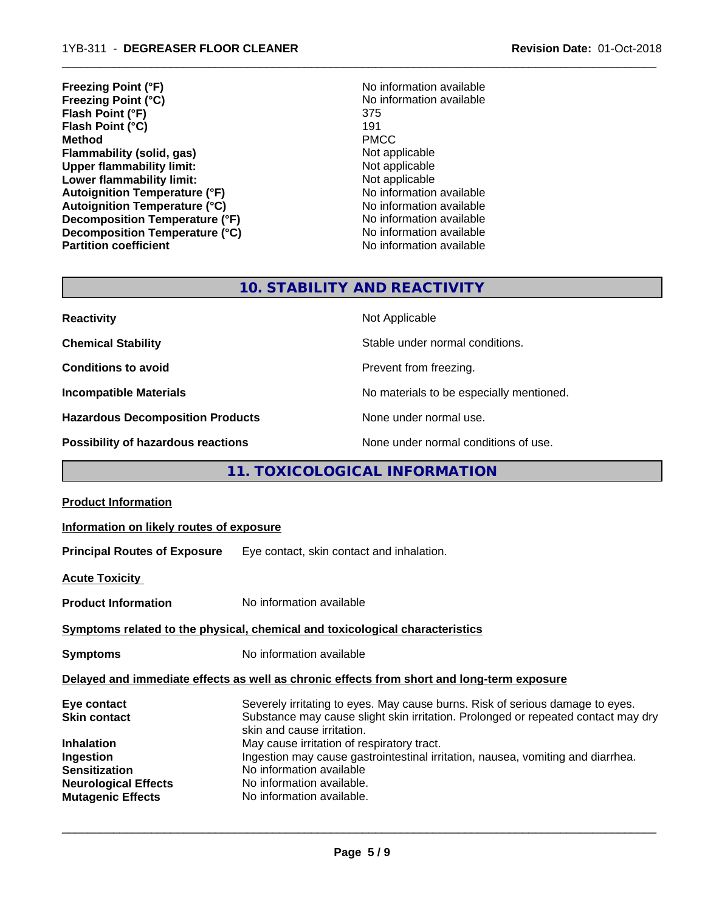| | |
|---|---|
| **Freezing Point (°F)** | No information available |
| **Freezing Point (°C)** | No information available |
| **Flash Point (°F)** | 375 |
| **Flash Point (°C)** | 191 |
| **Method** | PMCC |
| **Flammability (solid, gas)** | Not applicable |
| **Upper flammability limit:** | Not applicable |
| **Lower flammability limit:** | Not applicable |
| **Autoignition Temperature (°F)** | No information available |
| **Autoignition Temperature (°C)** | No information available |
| **Decomposition Temperature (°F)** | No information available |
| **Decomposition Temperature (°C)** | No information available |
| **Partition coefficient** | No information available |

## 10. STABILITY AND REACTIVITY

| | |
|---|---|
| **Reactivity** | Not Applicable |
| **Chemical Stability** | Stable under normal conditions. |
| **Conditions to avoid** | Prevent from freezing. |
| **Incompatible Materials** | No materials to be especially mentioned. |
| **Hazardous Decomposition Products** | None under normal use. |
| **Possibility of hazardous reactions** | None under normal conditions of use. |

## 11. TOXICOLOGICAL INFORMATION

**Product Information**

**Information on likely routes of exposure**

**Principal Routes of Exposure** Eye contact, skin contact and inhalation.

**Acute Toxicity**

**Product Information** No information available

**Symptoms related to the physical, chemical and toxicological characteristics**

**Symptoms** No information available

**Delayed and immediate effects as well as chronic effects from short and long-term exposure**

| | |
|---|---|
| **Eye contact** | Severely irritating to eyes. May cause burns. Risk of serious damage to eyes. |
| **Skin contact** | Substance may cause slight skin irritation. Prolonged or repeated contact may dry skin and cause irritation. |
| **Inhalation** | May cause irritation of respiratory tract. |
| **Ingestion** | Ingestion may cause gastrointestinal irritation, nausea, vomiting and diarrhea. |
| **Sensitization** | No information available |
| **Neurological Effects** | No information available. |
| **Mutagenic Effects** | No information available. |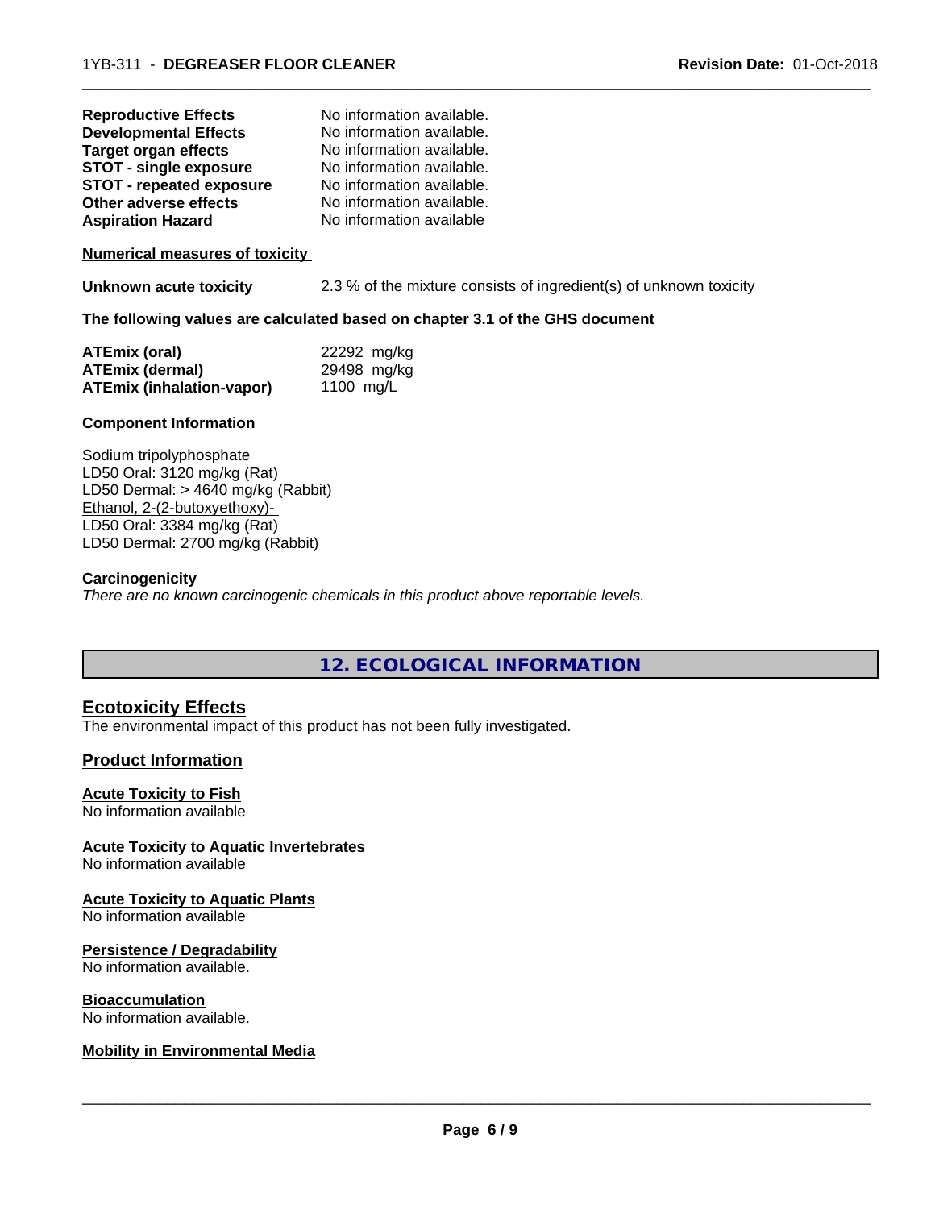| | |
|---|---|
| **Reproductive Effects** | No information available. |
| **Developmental Effects** | No information available. |
| **Target organ effects** | No information available. |
| **STOT - single exposure** | No information available. |
| **STOT - repeated exposure** | No information available. |
| **Other adverse effects** | No information available. |
| **Aspiration Hazard** | No information available |

**Numerical measures of toxicity**

**Unknown acute toxicity** 2.3 % of the mixture consists of ingredient(s) of unknown toxicity

**The following values are calculated based on chapter 3.1 of the GHS document**

| | |
|---|---|
| **ATEmix (oral)** | 22292 mg/kg |
| **ATEmix (dermal)** | 29498 mg/kg |
| **ATEmix (inhalation-vapor)** | 1100 mg/L |

**Component Information**

Sodium tripolyphosphate
LD50 Oral: 3120 mg/kg (Rat)
LD50 Dermal: > 4640 mg/kg (Rabbit)
Ethanol, 2-(2-butoxyethoxy)-
LD50 Oral: 3384 mg/kg (Rat)
LD50 Dermal: 2700 mg/kg (Rabbit)

**Carcinogenicity**
*There are no known carcinogenic chemicals in this product above reportable levels.*

## 12. ECOLOGICAL INFORMATION

### Ecotoxicity Effects
The environmental impact of this product has not been fully investigated.

### Product Information

**Acute Toxicity to Fish**
No information available

**Acute Toxicity to Aquatic Invertebrates**
No information available

**Acute Toxicity to Aquatic Plants**
No information available

**Persistence / Degradability**
No information available.

**Bioaccumulation**
No information available.

**Mobility in Environmental Media**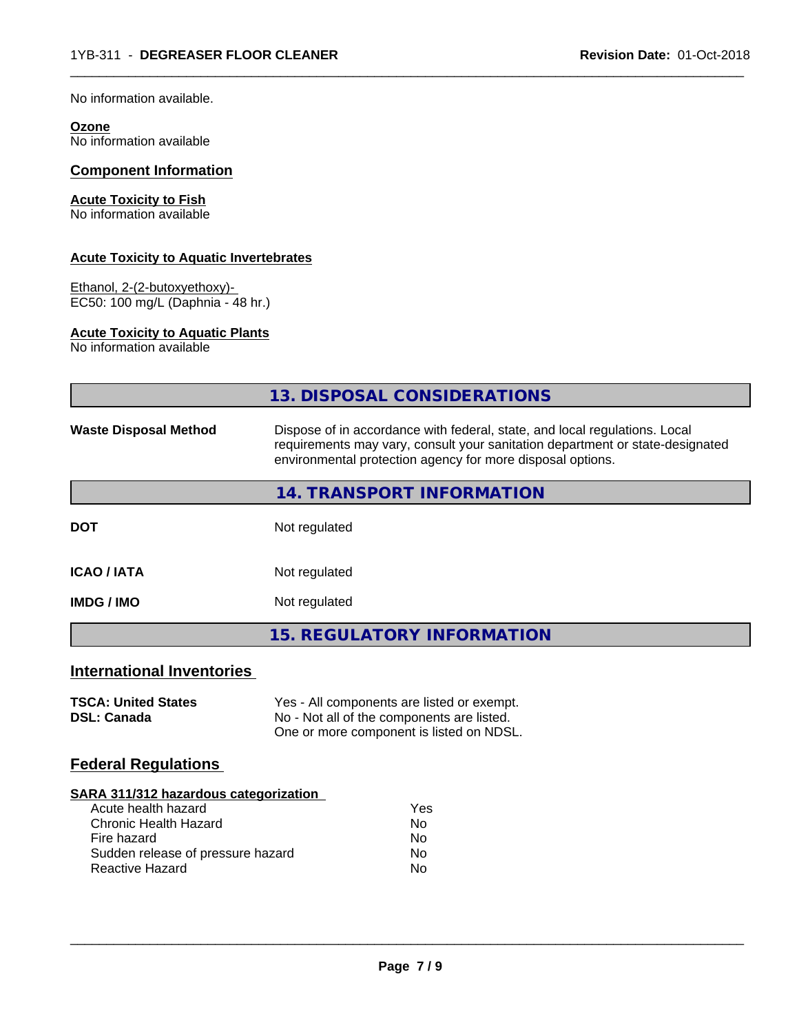No information available.

**Ozone**
No information available

## Component Information

**Acute Toxicity to Fish**
No information available

**Acute Toxicity to Aquatic Invertebrates**

Ethanol, 2-(2-butoxyethoxy)-
EC50: 100 mg/L (Daphnia - 48 hr.)

**Acute Toxicity to Aquatic Plants**
No information available

## 13. DISPOSAL CONSIDERATIONS

| | |
|---|---|
| **Waste Disposal Method** | Dispose of in accordance with federal, state, and local regulations. Local requirements may vary, consult your sanitation department or state-designated environmental protection agency for more disposal options. |

## 14. TRANSPORT INFORMATION

| | |
|---|---|
| **DOT** | Not regulated |
| **ICAO / IATA** | Not regulated |
| **IMDG / IMO** | Not regulated |

## 15. REGULATORY INFORMATION

### International Inventories

| | |
|---|---|
| **TSCA: United States** | Yes - All components are listed or exempt. |
| **DSL: Canada** | No - Not all of the components are listed. One or more component is listed on NDSL. |

### Federal Regulations

**SARA 311/312 hazardous categorization**

| | |
|---|---|
| Acute health hazard | Yes |
| Chronic Health Hazard | No |
| Fire hazard | No |
| Sudden release of pressure hazard | No |
| Reactive Hazard | No |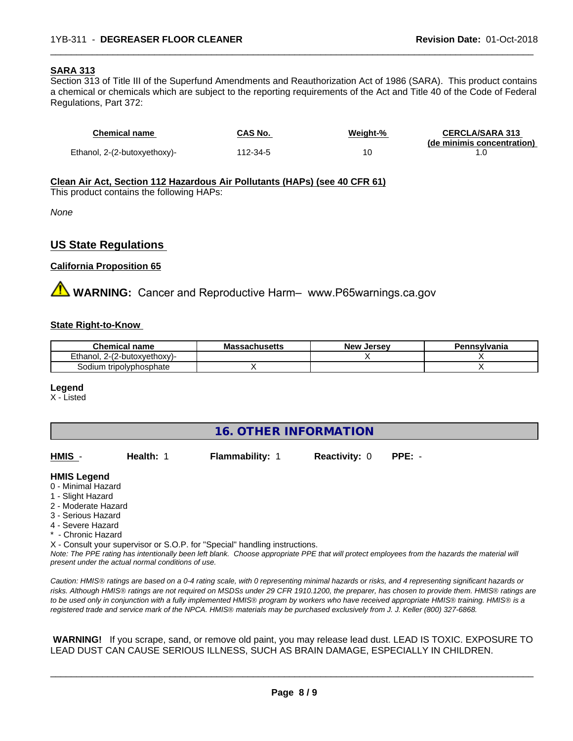### SARA 313

Section 313 of Title III of the Superfund Amendments and Reauthorization Act of 1986 (SARA). This product contains a chemical or chemicals which are subject to the reporting requirements of the Act and Title 40 of the Code of Federal Regulations, Part 372:

| Chemical name | CAS No. | Weight-% | CERCLA/SARA 313 (de minimis concentration) |
|---|---|---|---|
| Ethanol, 2-(2-butoxyethoxy)- | 112-34-5 | 10 | 1.0 |

### Clean Air Act, Section 112 Hazardous Air Pollutants (HAPs) (see 40 CFR 61)

This product contains the following HAPs:

*None*

## US State Regulations

### California Proposition 65

⚠ **WARNING:** Cancer and Reproductive Harm– www.P65warnings.ca.gov

### State Right-to-Know

| Chemical name | Massachusetts | New Jersey | Pennsylvania |
|---|---|---|---|
| Ethanol, 2-(2-butoxyethoxy)- | | X | X |
| Sodium tripolyphosphate | X | | X |

**Legend**

X - Listed

# 16. OTHER INFORMATION

**HMIS** - **Health:** 1 **Flammability:** 1 **Reactivity:** 0 **PPE:** -

**HMIS Legend**

0 - Minimal Hazard
1 - Slight Hazard
2 - Moderate Hazard
3 - Serious Hazard
4 - Severe Hazard
* - Chronic Hazard
X - Consult your supervisor or S.O.P. for "Special" handling instructions.

*Note: The PPE rating has intentionally been left blank. Choose appropriate PPE that will protect employees from the hazards the material will present under the actual normal conditions of use.*

*Caution: HMIS® ratings are based on a 0-4 rating scale, with 0 representing minimal hazards or risks, and 4 representing significant hazards or risks. Although HMIS® ratings are not required on MSDSs under 29 CFR 1910.1200, the preparer, has chosen to provide them. HMIS® ratings are to be used only in conjunction with a fully implemented HMIS® program by workers who have received appropriate HMIS® training. HMIS® is a registered trade and service mark of the NPCA. HMIS® materials may be purchased exclusively from J. J. Keller (800) 327-6868.*

**WARNING!** If you scrape, sand, or remove old paint, you may release lead dust. LEAD IS TOXIC. EXPOSURE TO LEAD DUST CAN CAUSE SERIOUS ILLNESS, SUCH AS BRAIN DAMAGE, ESPECIALLY IN CHILDREN.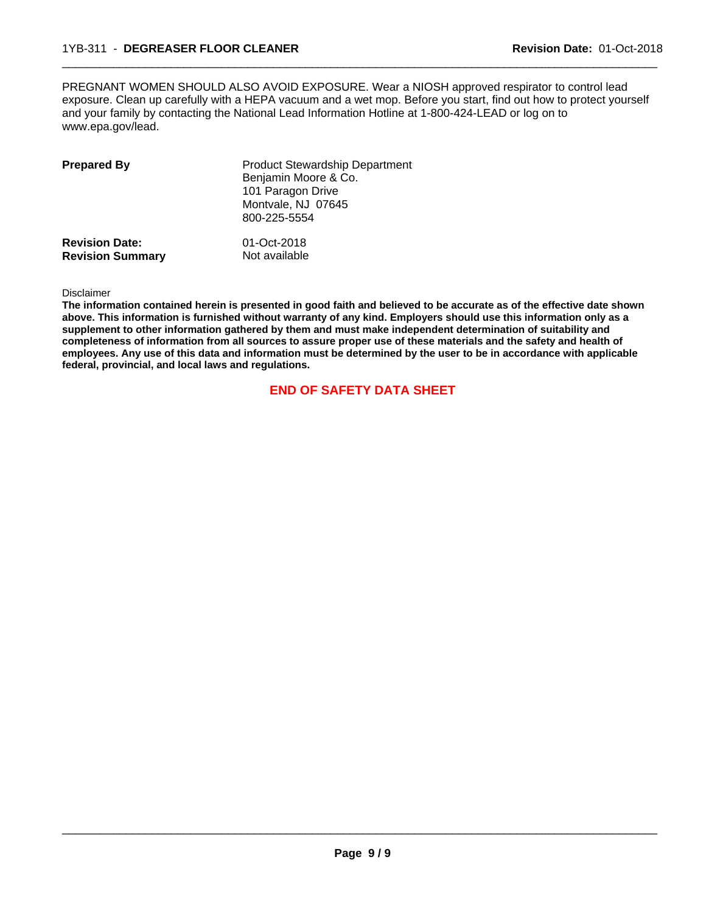PREGNANT WOMEN SHOULD ALSO AVOID EXPOSURE. Wear a NIOSH approved respirator to control lead exposure. Clean up carefully with a HEPA vacuum and a wet mop. Before you start, find out how to protect yourself and your family by contacting the National Lead Information Hotline at 1-800-424-LEAD or log on to www.epa.gov/lead.

| | |
|---|---|
| **Prepared By** | Product Stewardship Department<br>Benjamin Moore & Co.<br>101 Paragon Drive<br>Montvale, NJ 07645<br>800-225-5554 |
| **Revision Date:** | 01-Oct-2018 |
| **Revision Summary** | Not available |

Disclaimer

**The information contained herein is presented in good faith and believed to be accurate as of the effective date shown above. This information is furnished without warranty of any kind. Employers should use this information only as a supplement to other information gathered by them and must make independent determination of suitability and completeness of information from all sources to assure proper use of these materials and the safety and health of employees. Any use of this data and information must be determined by the user to be in accordance with applicable federal, provincial, and local laws and regulations.**

**END OF SAFETY DATA SHEET**